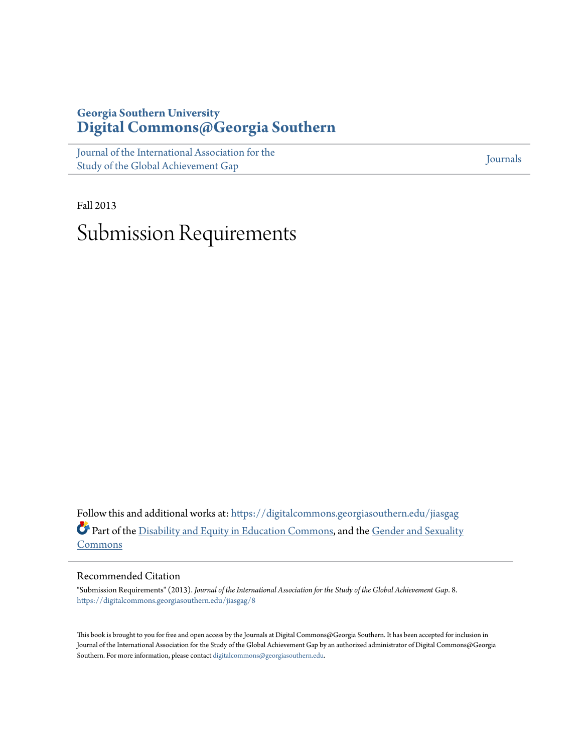Georgia Southern University
**Digital Commons@Georgia Southern**

Journal of the International Association for the Study of the Global Achievement Gap

Journals

Fall 2013

# Submission Requirements

Follow this and additional works at: https://digitalcommons.georgiasouthern.edu/jiasgag

Part of the Disability and Equity in Education Commons, and the Gender and Sexuality Commons

## Recommended Citation

"Submission Requirements" (2013). *Journal of the International Association for the Study of the Global Achievement Gap*. 8.
https://digitalcommons.georgiasouthern.edu/jiasgag/8

This book is brought to you for free and open access by the Journals at Digital Commons@Georgia Southern. It has been accepted for inclusion in Journal of the International Association for the Study of the Global Achievement Gap by an authorized administrator of Digital Commons@Georgia Southern. For more information, please contact digitalcommons@georgiasouthern.edu.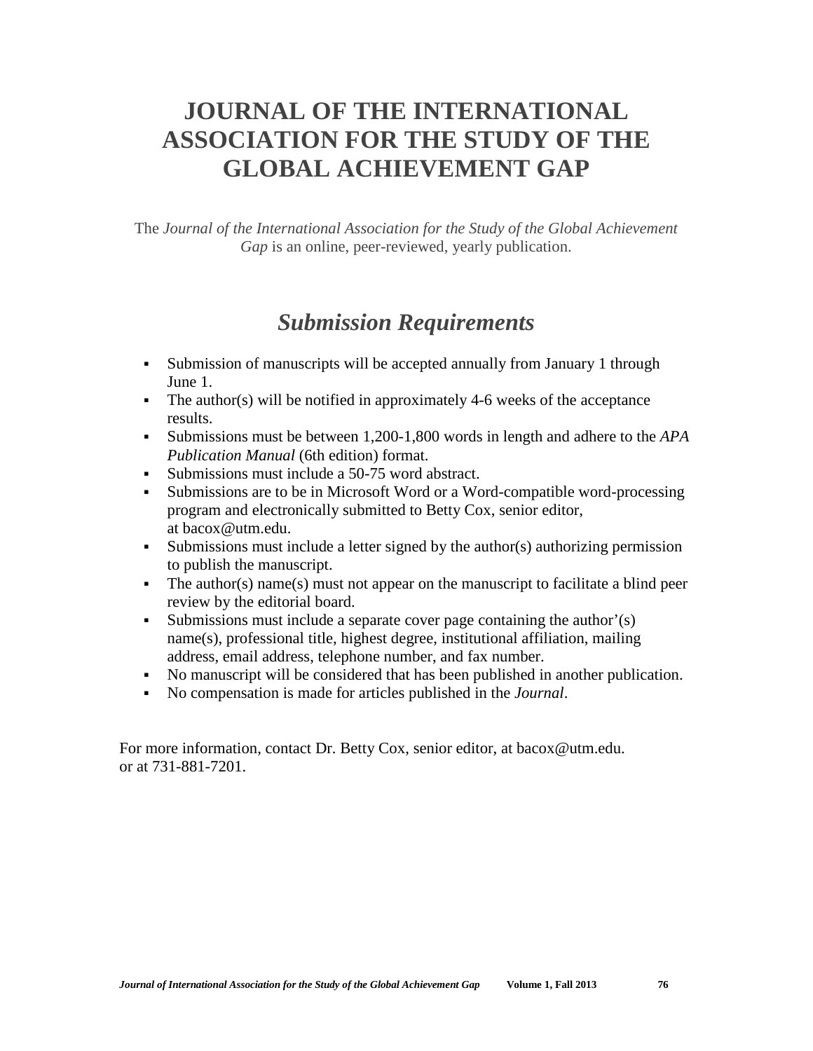# JOURNAL OF THE INTERNATIONAL ASSOCIATION FOR THE STUDY OF THE GLOBAL ACHIEVEMENT GAP

The *Journal of the International Association for the Study of the Global Achievement Gap* is an online, peer-reviewed, yearly publication.

## *Submission Requirements*

- Submission of manuscripts will be accepted annually from January 1 through June 1.
- The author(s) will be notified in approximately 4-6 weeks of the acceptance results.
- Submissions must be between 1,200-1,800 words in length and adhere to the *APA Publication Manual* (6th edition) format.
- Submissions must include a 50-75 word abstract.
- Submissions are to be in Microsoft Word or a Word-compatible word-processing program and electronically submitted to Betty Cox, senior editor, at bacox@utm.edu.
- Submissions must include a letter signed by the author(s) authorizing permission to publish the manuscript.
- The author(s) name(s) must not appear on the manuscript to facilitate a blind peer review by the editorial board.
- Submissions must include a separate cover page containing the author'(s) name(s), professional title, highest degree, institutional affiliation, mailing address, email address, telephone number, and fax number.
- No manuscript will be considered that has been published in another publication.
- No compensation is made for articles published in the *Journal*.

For more information, contact Dr. Betty Cox, senior editor, at bacox@utm.edu. or at 731-881-7201.